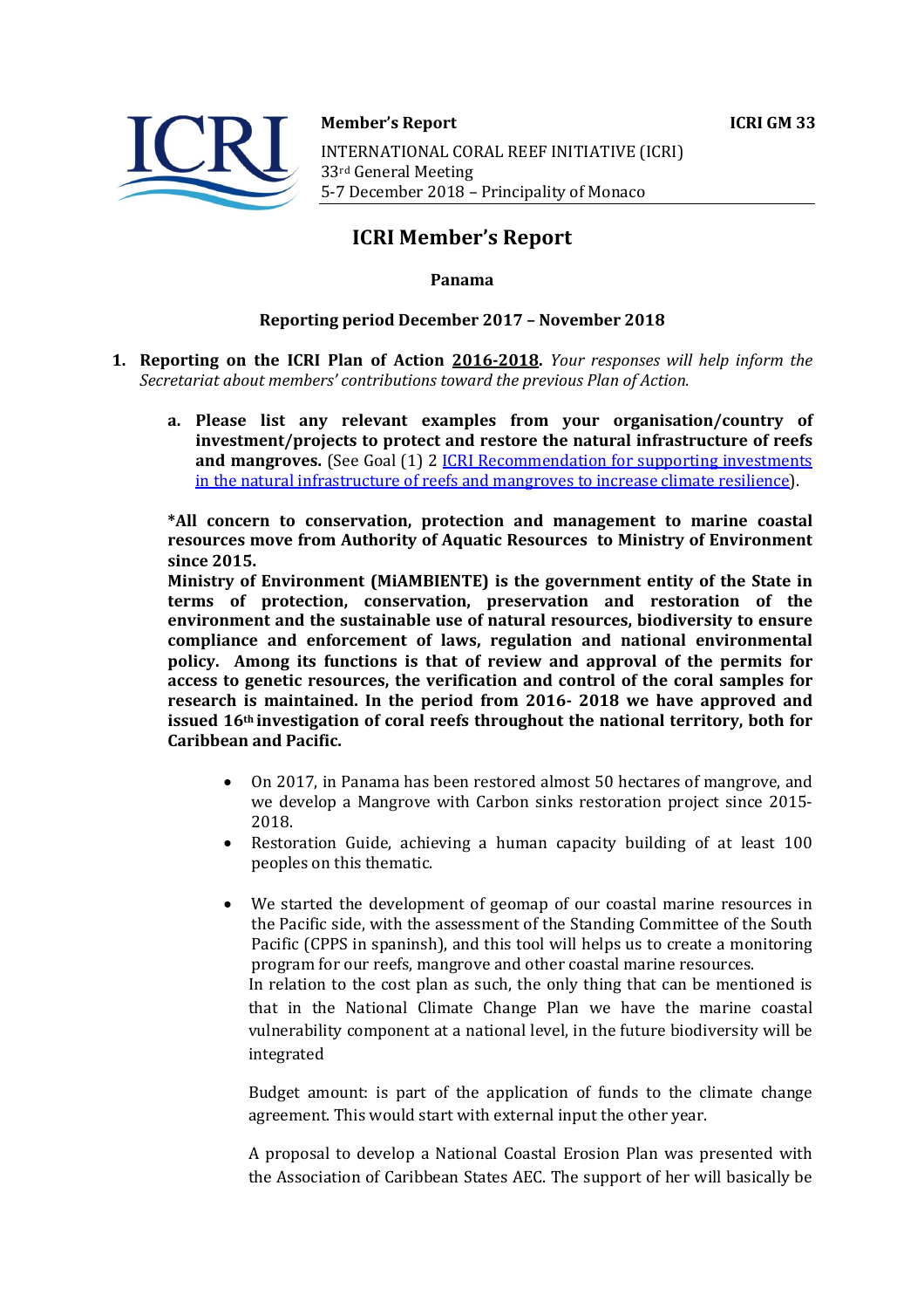**Member's Report** **ICRI GM 33**

INTERNATIONAL CORAL REEF INITIATIVE (ICRI)
33rd General Meeting
5-7 December 2018 – Principality of Monaco

# ICRI Member's Report

**Panama**

**Reporting period December 2017 – November 2018**

1. **Reporting on the ICRI Plan of Action <u>2016-2018</u>.** *Your responses will help inform the Secretariat about members' contributions toward the previous Plan of Action.*

   a. **Please list any relevant examples from your organisation/country of investment/projects to protect and restore the natural infrastructure of reefs and mangroves.** (See Goal (1) 2 [ICRI Recommendation for supporting investments in the natural infrastructure of reefs and mangroves to increase climate resilience]()).

**\*All concern to conservation, protection and management to marine coastal resources move from Authority of Aquatic Resources to Ministry of Environment since 2015.**

**Ministry of Environment (MiAMBIENTE) is the government entity of the State in terms of protection, conservation, preservation and restoration of the environment and the sustainable use of natural resources, biodiversity to ensure compliance and enforcement of laws, regulation and national environmental policy. Among its functions is that of review and approval of the permits for access to genetic resources, the verification and control of the coral samples for research is maintained. In the period from 2016- 2018 we have approved and issued 16th investigation of coral reefs throughout the national territory, both for Caribbean and Pacific.**

- On 2017, in Panama has been restored almost 50 hectares of mangrove, and we develop a Mangrove with Carbon sinks restoration project since 2015-2018.
- Restoration Guide, achieving a human capacity building of at least 100 peoples on this thematic.
- We started the development of geomap of our coastal marine resources in the Pacific side, with the assessment of the Standing Committee of the South Pacific (CPPS in spaninsh), and this tool will helps us to create a monitoring program for our reefs, mangrove and other coastal marine resources.

  In relation to the cost plan as such, the only thing that can be mentioned is that in the National Climate Change Plan we have the marine coastal vulnerability component at a national level, in the future biodiversity will be integrated

  Budget amount: is part of the application of funds to the climate change agreement. This would start with external input the other year.

  A proposal to develop a National Coastal Erosion Plan was presented with the Association of Caribbean States AEC. The support of her will basically be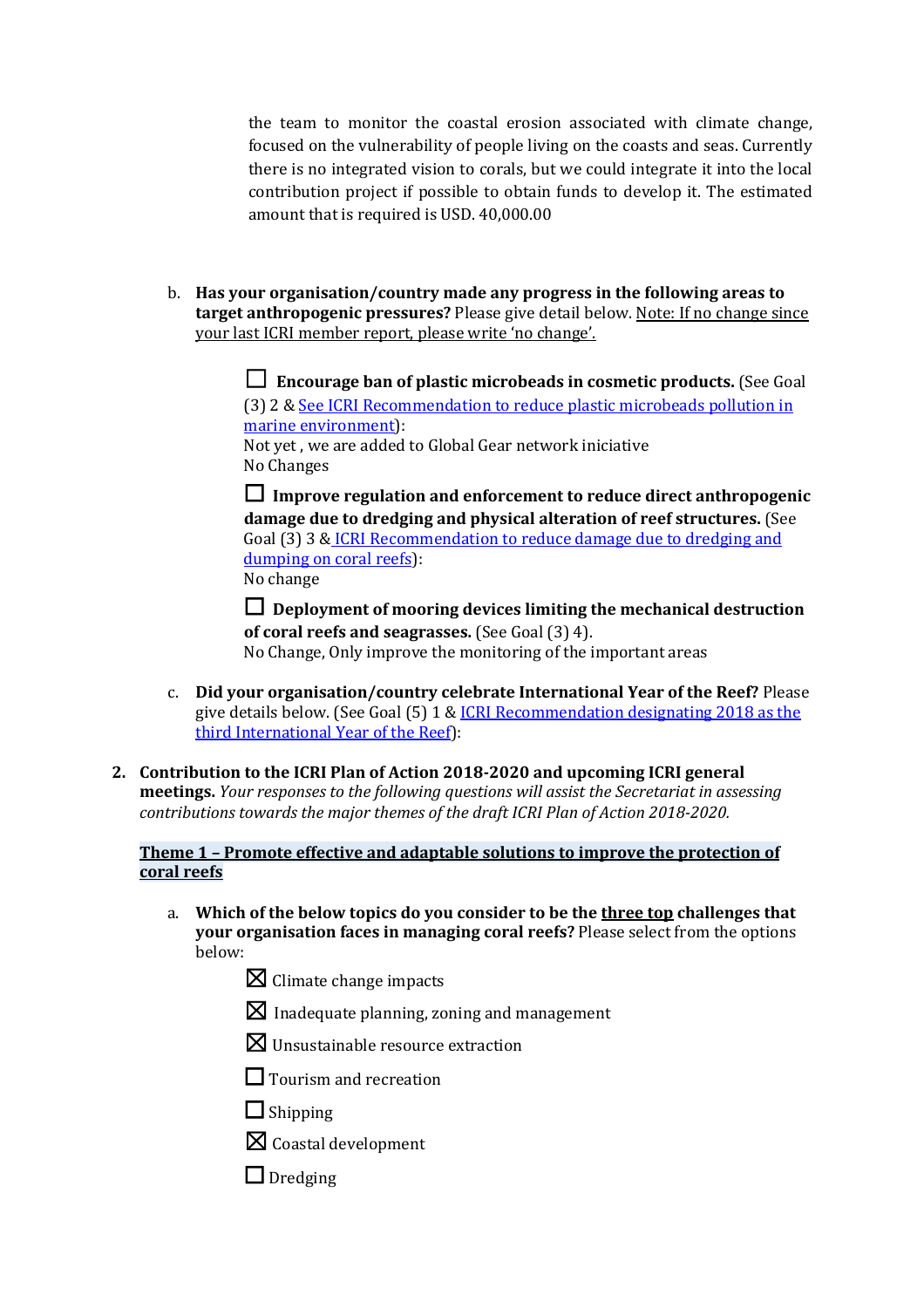the team to monitor the coastal erosion associated with climate change, focused on the vulnerability of people living on the coasts and seas. Currently there is no integrated vision to corals, but we could integrate it into the local contribution project if possible to obtain funds to develop it. The estimated amount that is required is USD. 40,000.00

b. **Has your organisation/country made any progress in the following areas to target anthropogenic pressures?** Please give detail below. Note: If no change since your last ICRI member report, please write 'no change'.

   ☐ **Encourage ban of plastic microbeads in cosmetic products.** (See Goal (3) 2 & See ICRI Recommendation to reduce plastic microbeads pollution in marine environment):
   Not yet , we are added to Global Gear network iniciative
   No Changes

   ☐ **Improve regulation and enforcement to reduce direct anthropogenic damage due to dredging and physical alteration of reef structures.** (See Goal (3) 3 & ICRI Recommendation to reduce damage due to dredging and dumping on coral reefs):
   No change

   ☐ **Deployment of mooring devices limiting the mechanical destruction of coral reefs and seagrasses.** (See Goal (3) 4).
   No Change, Only improve the monitoring of the important areas

c. **Did your organisation/country celebrate International Year of the Reef?** Please give details below. (See Goal (5) 1 & ICRI Recommendation designating 2018 as the third International Year of the Reef):

2. **Contribution to the ICRI Plan of Action 2018-2020 and upcoming ICRI general meetings.** *Your responses to the following questions will assist the Secretariat in assessing contributions towards the major themes of the draft ICRI Plan of Action 2018-2020.*

**Theme 1 – Promote effective and adaptable solutions to improve the protection of coral reefs**

a. **Which of the below topics do you consider to be the three top challenges that your organisation faces in managing coral reefs?** Please select from the options below:

   ☒ Climate change impacts

   ☒ Inadequate planning, zoning and management

   ☒ Unsustainable resource extraction

   ☐ Tourism and recreation

   ☐ Shipping

   ☒ Coastal development

   ☐ Dredging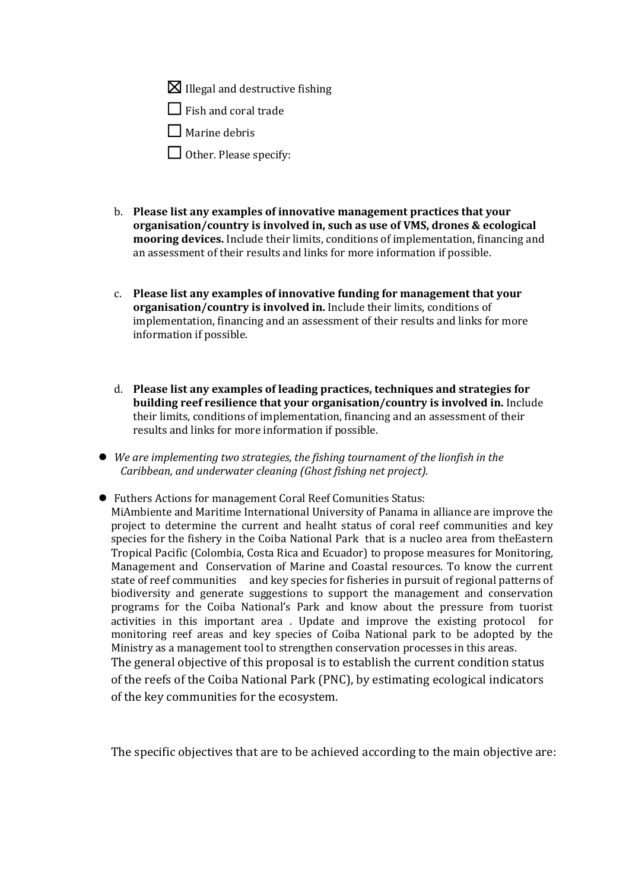☒ Illegal and destructive fishing

☐ Fish and coral trade

☐ Marine debris

☐ Other. Please specify:

b. **Please list any examples of innovative management practices that your organisation/country is involved in, such as use of VMS, drones & ecological mooring devices.** Include their limits, conditions of implementation, financing and an assessment of their results and links for more information if possible.

c. **Please list any examples of innovative funding for management that your organisation/country is involved in.** Include their limits, conditions of implementation, financing and an assessment of their results and links for more information if possible.

d. **Please list any examples of leading practices, techniques and strategies for building reef resilience that your organisation/country is involved in.** Include their limits, conditions of implementation, financing and an assessment of their results and links for more information if possible.

- *We are implementing two strategies, the fishing tournament of the lionfish in the Caribbean, and underwater cleaning (Ghost fishing net project).*

- Futhers Actions for management Coral Reef Comunities Status:
  MiAmbiente and Maritime International University of Panama in alliance are improve the project to determine the current and healht status of coral reef communities and key species for the fishery in the Coiba National Park that is a nucleo area from theEastern Tropical Pacific (Colombia, Costa Rica and Ecuador) to propose measures for Monitoring, Management and Conservation of Marine and Coastal resources. To know the current state of reef communities and key species for fisheries in pursuit of regional patterns of biodiversity and generate suggestions to support the management and conservation programs for the Coiba National's Park and know about the pressure from tuorist activities in this important area . Update and improve the existing protocol for monitoring reef areas and key species of Coiba National park to be adopted by the Ministry as a management tool to strengthen conservation processes in this areas.
  The general objective of this proposal is to establish the current condition status of the reefs of the Coiba National Park (PNC), by estimating ecological indicators of the key communities for the ecosystem.

  The specific objectives that are to be achieved according to the main objective are: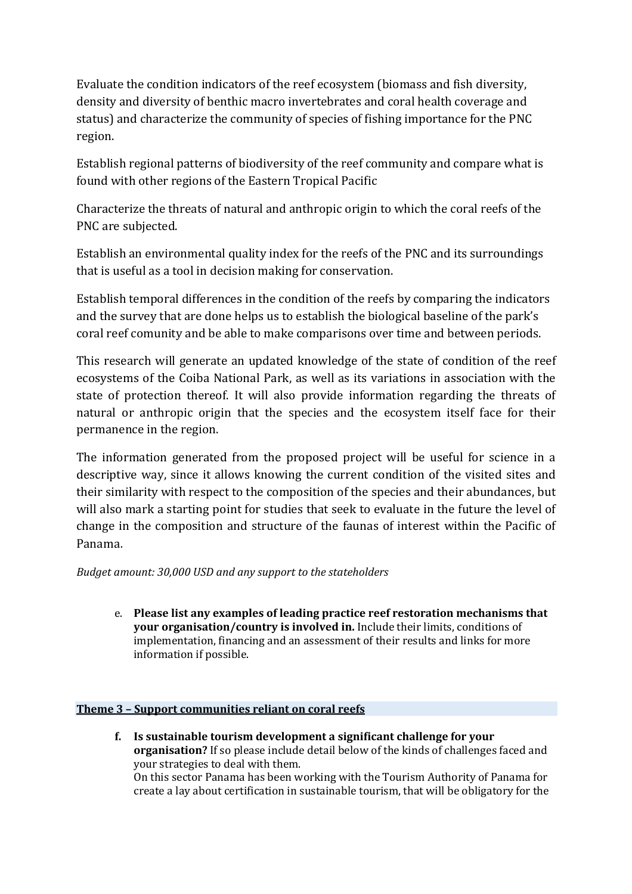Evaluate the condition indicators of the reef ecosystem (biomass and fish diversity, density and diversity of benthic macro invertebrates and coral health coverage and status) and characterize the community of species of fishing importance for the PNC region.

Establish regional patterns of biodiversity of the reef community and compare what is found with other regions of the Eastern Tropical Pacific

Characterize the threats of natural and anthropic origin to which the coral reefs of the PNC are subjected.

Establish an environmental quality index for the reefs of the PNC and its surroundings that is useful as a tool in decision making for conservation.

Establish temporal differences in the condition of the reefs by comparing the indicators and the survey that are done helps us to establish the biological baseline of the park's coral reef comunity and be able to make comparisons over time and between periods.

This research will generate an updated knowledge of the state of condition of the reef ecosystems of the Coiba National Park, as well as its variations in association with the state of protection thereof. It will also provide information regarding the threats of natural or anthropic origin that the species and the ecosystem itself face for their permanence in the region.

The information generated from the proposed project will be useful for science in a descriptive way, since it allows knowing the current condition of the visited sites and their similarity with respect to the composition of the species and their abundances, but will also mark a starting point for studies that seek to evaluate in the future the level of change in the composition and structure of the faunas of interest within the Pacific of Panama.

*Budget amount: 30,000 USD and any support to the stateholders*

e. **Please list any examples of leading practice reef restoration mechanisms that your organisation/country is involved in.** Include their limits, conditions of implementation, financing and an assessment of their results and links for more information if possible.

## Theme 3 – Support communities reliant on coral reefs

f. **Is sustainable tourism development a significant challenge for your organisation?** If so please include detail below of the kinds of challenges faced and your strategies to deal with them.
On this sector Panama has been working with the Tourism Authority of Panama for create a lay about certification in sustainable tourism, that will be obligatory for the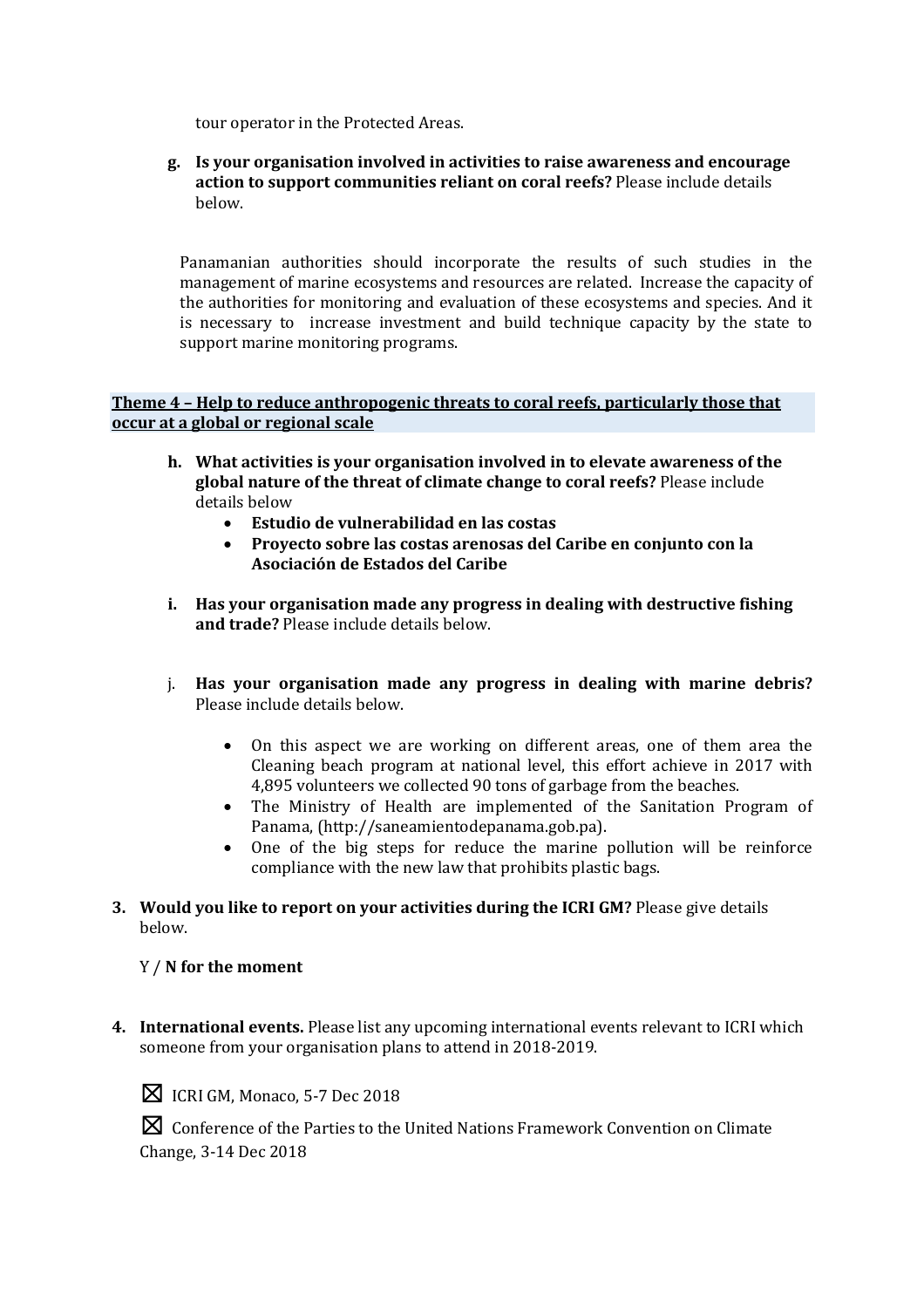tour operator in the Protected Areas.

g. **Is your organisation involved in activities to raise awareness and encourage action to support communities reliant on coral reefs?** Please include details below.

Panamanian authorities should incorporate the results of such studies in the management of marine ecosystems and resources are related. Increase the capacity of the authorities for monitoring and evaluation of these ecosystems and species. And it is necessary to increase investment and build technique capacity by the state to support marine monitoring programs.

**Theme 4 – Help to reduce anthropogenic threats to coral reefs, particularly those that occur at a global or regional scale**

h. **What activities is your organisation involved in to elevate awareness of the global nature of the threat of climate change to coral reefs?** Please include details below
   - **Estudio de vulnerabilidad en las costas**
   - **Proyecto sobre las costas arenosas del Caribe en conjunto con la Asociación de Estados del Caribe**

i. **Has your organisation made any progress in dealing with destructive fishing and trade?** Please include details below.

j. **Has your organisation made any progress in dealing with marine debris?** Please include details below.

   - On this aspect we are working on different areas, one of them area the Cleaning beach program at national level, this effort achieve in 2017 with 4,895 volunteers we collected 90 tons of garbage from the beaches.
   - The Ministry of Health are implemented of the Sanitation Program of Panama, (http://saneamientodepanama.gob.pa).
   - One of the big steps for reduce the marine pollution will be reinforce compliance with the new law that prohibits plastic bags.

3. **Would you like to report on your activities during the ICRI GM?** Please give details below.

   Y / **N for the moment**

4. **International events.** Please list any upcoming international events relevant to ICRI which someone from your organisation plans to attend in 2018-2019.

   ☒ ICRI GM, Monaco, 5-7 Dec 2018

   ☒ Conference of the Parties to the United Nations Framework Convention on Climate Change, 3-14 Dec 2018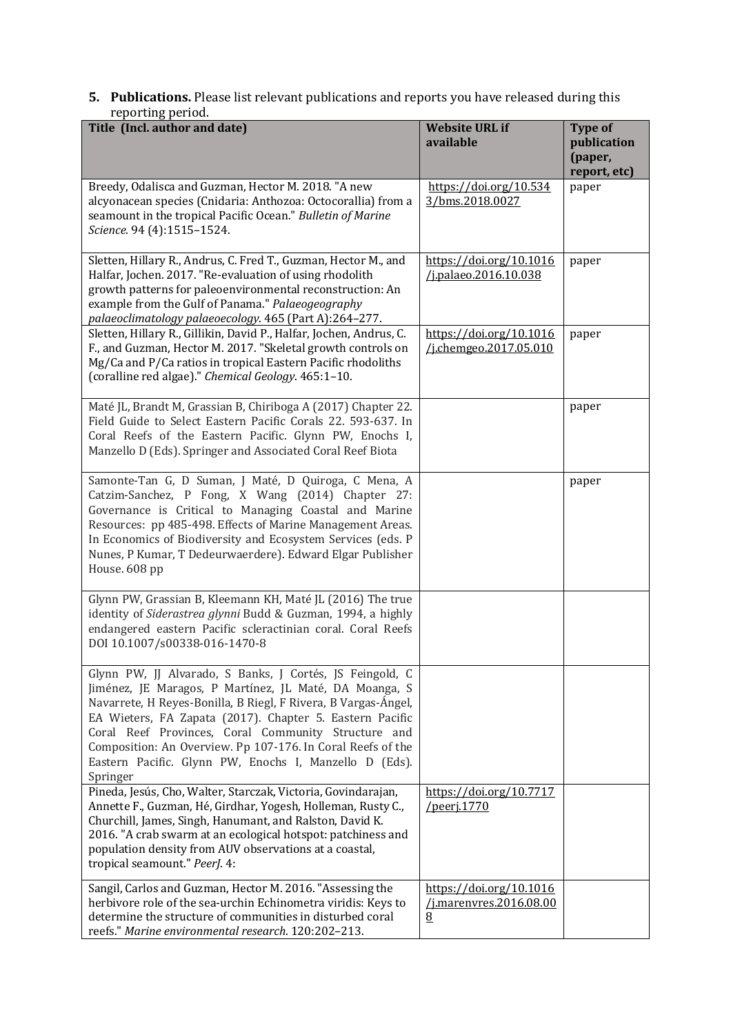5. **Publications.** Please list relevant publications and reports you have released during this reporting period.

| Title (Incl. author and date) | Website URL if available | Type of publication (paper, report, etc) |
|---|---|---|
| Breedy, Odalisca and Guzman, Hector M. 2018. "A new alcyonacean species (Cnidaria: Anthozoa: Octocorallia) from a seamount in the tropical Pacific Ocean." *Bulletin of Marine Science*. 94 (4):1515–1524. | https://doi.org/10.5343/bms.2018.0027 | paper |
| Sletten, Hillary R., Andrus, C. Fred T., Guzman, Hector M., and Halfar, Jochen. 2017. "Re-evaluation of using rhodolith growth patterns for paleoenvironmental reconstruction: An example from the Gulf of Panama." *Palaeogeography palaeoclimatology palaeoecology*. 465 (Part A):264–277. | https://doi.org/10.1016/j.palaeo.2016.10.038 | paper |
| Sletten, Hillary R., Gillikin, David P., Halfar, Jochen, Andrus, C. F., and Guzman, Hector M. 2017. "Skeletal growth controls on Mg/Ca and P/Ca ratios in tropical Eastern Pacific rhodoliths (coralline red algae)." *Chemical Geology*. 465:1–10. | https://doi.org/10.1016/j.chemgeo.2017.05.010 | paper |
| Maté JL, Brandt M, Grassian B, Chiriboga A (2017) Chapter 22. Field Guide to Select Eastern Pacific Corals 22. 593-637. In Coral Reefs of the Eastern Pacific. Glynn PW, Enochs I, Manzello D (Eds). Springer and Associated Coral Reef Biota | | paper |
| Samonte-Tan G, D Suman, J Maté, D Quiroga, C Mena, A Catzim-Sanchez, P Fong, X Wang (2014) Chapter 27: Governance is Critical to Managing Coastal and Marine Resources: pp 485-498. Effects of Marine Management Areas. In Economics of Biodiversity and Ecosystem Services (eds. P Nunes, P Kumar, T Dedeurwaerdere). Edward Elgar Publisher House. 608 pp | | paper |
| Glynn PW, Grassian B, Kleemann KH, Maté JL (2016) The true identity of *Siderastrea glynni* Budd & Guzman, 1994, a highly endangered eastern Pacific scleractinian coral. Coral Reefs DOI 10.1007/s00338-016-1470-8 | | |
| Glynn PW, JJ Alvarado, S Banks, J Cortés, JS Feingold, C Jiménez, JE Maragos, P Martínez, JL Maté, DA Moanga, S Navarrete, H Reyes-Bonilla, B Riegl, F Rivera, B Vargas-Ángel, EA Wieters, FA Zapata (2017). Chapter 5. Eastern Pacific Coral Reef Provinces, Coral Community Structure and Composition: An Overview. Pp 107-176. In Coral Reefs of the Eastern Pacific. Glynn PW, Enochs I, Manzello D (Eds). Springer | | |
| Pineda, Jesús, Cho, Walter, Starczak, Victoria, Govindarajan, Annette F., Guzman, Hé, Girdhar, Yogesh, Holleman, Rusty C., Churchill, James, Singh, Hanumant, and Ralston, David K. 2016. "A crab swarm at an ecological hotspot: patchiness and population density from AUV observations at a coastal, tropical seamount." *PeerJ*. 4: | https://doi.org/10.7717/peerj.1770 | |
| Sangil, Carlos and Guzman, Hector M. 2016. "Assessing the herbivore role of the sea-urchin Echinometra viridis: Keys to determine the structure of communities in disturbed coral reefs." *Marine environmental research*. 120:202–213. | https://doi.org/10.1016/j.marenvres.2016.08.008 | |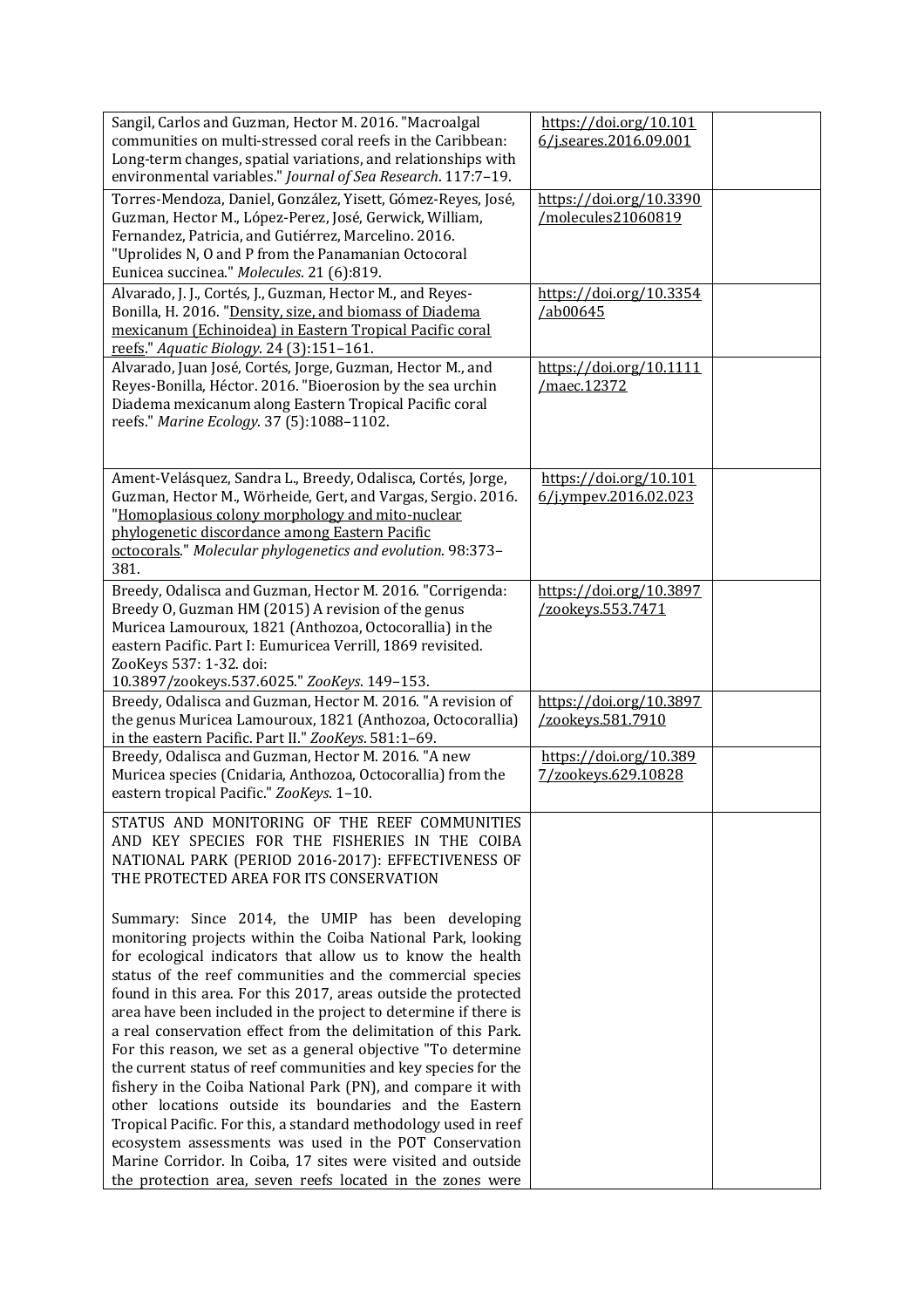| | | |
|---|---|---|
| Sangil, Carlos and Guzman, Hector M. 2016. "Macroalgal communities on multi-stressed coral reefs in the Caribbean: Long-term changes, spatial variations, and relationships with environmental variables." *Journal of Sea Research*. 117:7–19. | https://doi.org/10.1016/j.seares.2016.09.001 | |
| Torres-Mendoza, Daniel, González, Yisett, Gómez-Reyes, José, Guzman, Hector M., López-Perez, José, Gerwick, William, Fernandez, Patricia, and Gutiérrez, Marcelino. 2016. "Uprolides N, O and P from the Panamanian Octocoral Eunicea succinea." *Molecules*. 21 (6):819. | https://doi.org/10.3390/molecules21060819 | |
| Alvarado, J. J., Cortés, J., Guzman, Hector M., and Reyes-Bonilla, H. 2016. "Density, size, and biomass of Diadema mexicanum (Echinoidea) in Eastern Tropical Pacific coral reefs." *Aquatic Biology*. 24 (3):151–161. | https://doi.org/10.3354/ab00645 | |
| Alvarado, Juan José, Cortés, Jorge, Guzman, Hector M., and Reyes-Bonilla, Héctor. 2016. "Bioerosion by the sea urchin Diadema mexicanum along Eastern Tropical Pacific coral reefs." *Marine Ecology*. 37 (5):1088–1102. | https://doi.org/10.1111/maec.12372 | |
| Ament-Velásquez, Sandra L., Breedy, Odalisca, Cortés, Jorge, Guzman, Hector M., Wörheide, Gert, and Vargas, Sergio. 2016. "Homoplasious colony morphology and mito-nuclear phylogenetic discordance among Eastern Pacific octocorals." *Molecular phylogenetics and evolution*. 98:373–381. | https://doi.org/10.1016/j.ympev.2016.02.023 | |
| Breedy, Odalisca and Guzman, Hector M. 2016. "Corrigenda: Breedy O, Guzman HM (2015) A revision of the genus Muricea Lamouroux, 1821 (Anthozoa, Octocorallia) in the eastern Pacific. Part I: Eumuricea Verrill, 1869 revisited. ZooKeys 537: 1-32. doi: 10.3897/zookeys.537.6025." *ZooKeys*. 149–153. | https://doi.org/10.3897/zookeys.553.7471 | |
| Breedy, Odalisca and Guzman, Hector M. 2016. "A revision of the genus Muricea Lamouroux, 1821 (Anthozoa, Octocorallia) in the eastern Pacific. Part II." *ZooKeys*. 581:1–69. | https://doi.org/10.3897/zookeys.581.7910 | |
| Breedy, Odalisca and Guzman, Hector M. 2016. "A new Muricea species (Cnidaria, Anthozoa, Octocorallia) from the eastern tropical Pacific." *ZooKeys*. 1–10. | https://doi.org/10.3897/zookeys.629.10828 | |
| STATUS AND MONITORING OF THE REEF COMMUNITIES AND KEY SPECIES FOR THE FISHERIES IN THE COIBA NATIONAL PARK (PERIOD 2016-2017): EFFECTIVENESS OF THE PROTECTED AREA FOR ITS CONSERVATION<br><br>Summary: Since 2014, the UMIP has been developing monitoring projects within the Coiba National Park, looking for ecological indicators that allow us to know the health status of the reef communities and the commercial species found in this area. For this 2017, areas outside the protected area have been included in the project to determine if there is a real conservation effect from the delimitation of this Park. For this reason, we set as a general objective "To determine the current status of reef communities and key species for the fishery in the Coiba National Park (PN), and compare it with other locations outside its boundaries and the Eastern Tropical Pacific. For this, a standard methodology used in reef ecosystem assessments was used in the POT Conservation Marine Corridor. In Coiba, 17 sites were visited and outside the protection area, seven reefs located in the zones were | | |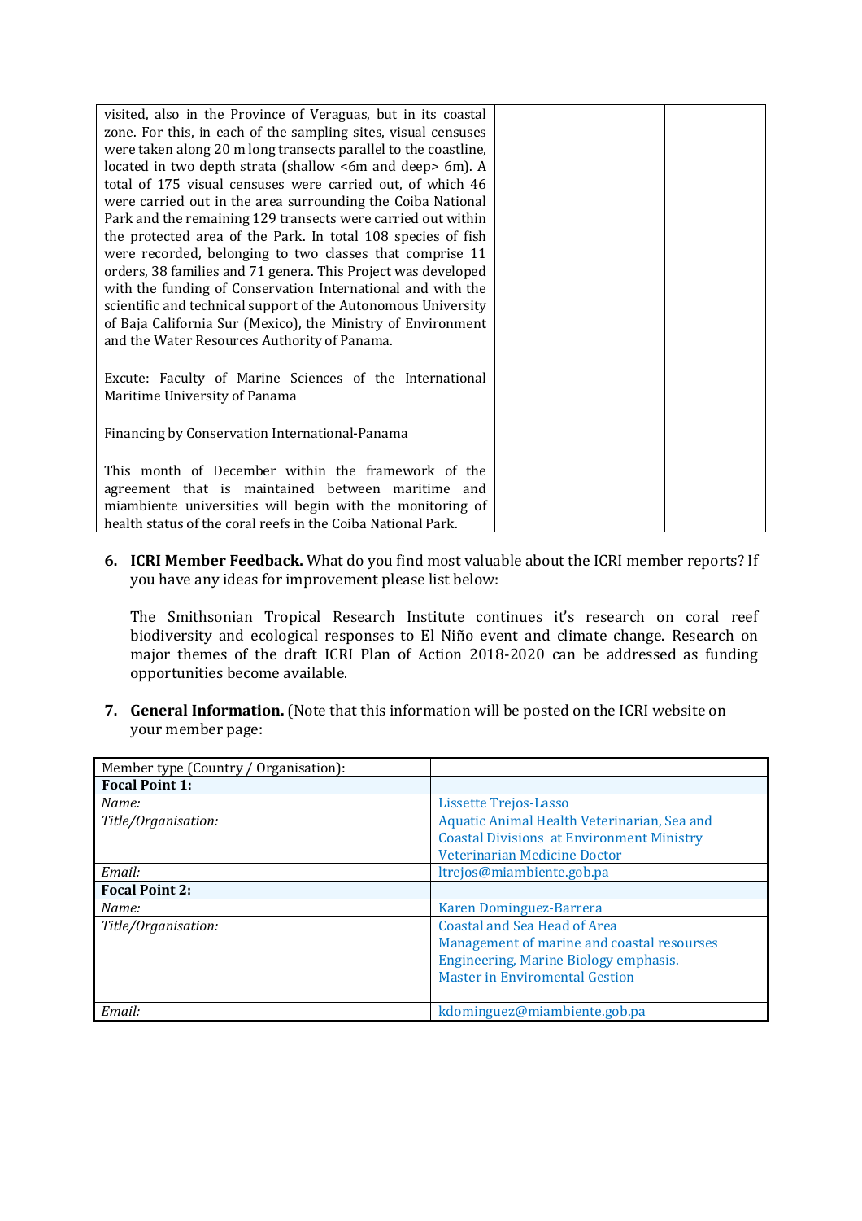| | | |
|---|---|---|
| visited, also in the Province of Veraguas, but in its coastal zone. For this, in each of the sampling sites, visual censuses were taken along 20 m long transects parallel to the coastline, located in two depth strata (shallow <6m and deep> 6m). A total of 175 visual censuses were carried out, of which 46 were carried out in the area surrounding the Coiba National Park and the remaining 129 transects were carried out within the protected area of the Park. In total 108 species of fish were recorded, belonging to two classes that comprise 11 orders, 38 families and 71 genera. This Project was developed with the funding of Conservation International and with the scientific and technical support of the Autonomous University of Baja California Sur (Mexico), the Ministry of Environment and the Water Resources Authority of Panama.<br><br>Excute: Faculty of Marine Sciences of the International Maritime University of Panama<br><br>Financing by Conservation International-Panama<br><br>This month of December within the framework of the agreement that is maintained between maritime and miambiente universities will begin with the monitoring of health status of the coral reefs in the Coiba National Park. | | |

6. **ICRI Member Feedback.** What do you find most valuable about the ICRI member reports? If you have any ideas for improvement please list below:

   The Smithsonian Tropical Research Institute continues it's research on coral reef biodiversity and ecological responses to El Niño event and climate change. Research on major themes of the draft ICRI Plan of Action 2018-2020 can be addressed as funding opportunities become available.

7. **General Information.** (Note that this information will be posted on the ICRI website on your member page:

| | |
|---|---|
| Member type (Country / Organisation): | |
| **Focal Point 1:** | |
| *Name:* | Lissette Trejos-Lasso |
| *Title/Organisation:* | Aquatic Animal Health Veterinarian, Sea and Coastal Divisions at Environment Ministry<br>Veterinarian Medicine Doctor |
| *Email:* | ltrejos@miambiente.gob.pa |
| **Focal Point 2:** | |
| *Name:* | Karen Dominguez-Barrera |
| *Title/Organisation:* | Coastal and Sea Head of Area<br>Management of marine and coastal resourses<br>Engineering, Marine Biology emphasis.<br>Master in Enviromental Gestion |
| *Email:* | kdominguez@miambiente.gob.pa |